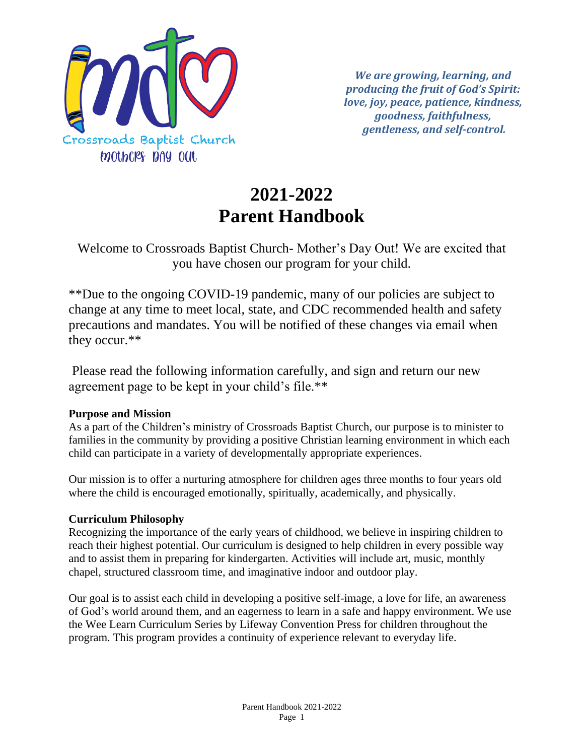Crossroads Baptist Church
Mothers Day Out

***We are growing, learning, and producing the fruit of God's Spirit: love, joy, peace, patience, kindness, goodness, faithfulness, gentleness, and self-control.***

# 2021-2022
# Parent Handbook

Welcome to Crossroads Baptist Church- Mother's Day Out! We are excited that you have chosen our program for your child.

**Due to the ongoing COVID-19 pandemic, many of our policies are subject to change at any time to meet local, state, and CDC recommended health and safety precautions and mandates. You will be notified of these changes via email when they occur.**

Please read the following information carefully, and sign and return our new agreement page to be kept in your child's file.**

### Purpose and Mission

As a part of the Children's ministry of Crossroads Baptist Church, our purpose is to minister to families in the community by providing a positive Christian learning environment in which each child can participate in a variety of developmentally appropriate experiences.

Our mission is to offer a nurturing atmosphere for children ages three months to four years old where the child is encouraged emotionally, spiritually, academically, and physically.

### Curriculum Philosophy

Recognizing the importance of the early years of childhood, we believe in inspiring children to reach their highest potential. Our curriculum is designed to help children in every possible way and to assist them in preparing for kindergarten. Activities will include art, music, monthly chapel, structured classroom time, and imaginative indoor and outdoor play.

Our goal is to assist each child in developing a positive self-image, a love for life, an awareness of God's world around them, and an eagerness to learn in a safe and happy environment. We use the Wee Learn Curriculum Series by Lifeway Convention Press for children throughout the program. This program provides a continuity of experience relevant to everyday life.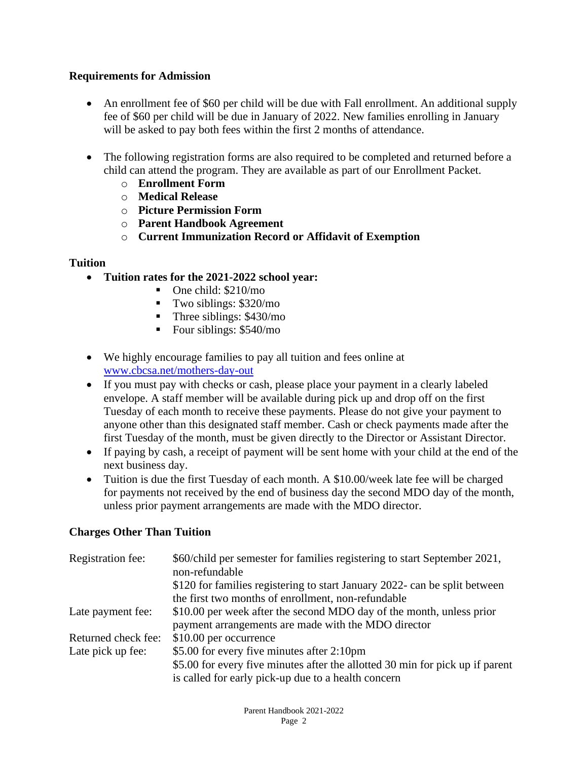**Requirements for Admission**

- An enrollment fee of $60 per child will be due with Fall enrollment. An additional supply fee of $60 per child will be due in January of 2022. New families enrolling in January will be asked to pay both fees within the first 2 months of attendance.

- The following registration forms are also required to be completed and returned before a child can attend the program. They are available as part of our Enrollment Packet.
  - **Enrollment Form**
  - **Medical Release**
  - **Picture Permission Form**
  - **Parent Handbook Agreement**
  - **Current Immunization Record or Affidavit of Exemption**

**Tuition**

- **Tuition rates for the 2021-2022 school year:**
  - One child: $210/mo
  - Two siblings: $320/mo
  - Three siblings: $430/mo
  - Four siblings: $540/mo

- We highly encourage families to pay all tuition and fees online at www.cbcsa.net/mothers-day-out
- If you must pay with checks or cash, please place your payment in a clearly labeled envelope. A staff member will be available during pick up and drop off on the first Tuesday of each month to receive these payments. Please do not give your payment to anyone other than this designated staff member. Cash or check payments made after the first Tuesday of the month, must be given directly to the Director or Assistant Director.
- If paying by cash, a receipt of payment will be sent home with your child at the end of the next business day.
- Tuition is due the first Tuesday of each month. A $10.00/week late fee will be charged for payments not received by the end of business day the second MDO day of the month, unless prior payment arrangements are made with the MDO director.

**Charges Other Than Tuition**

| | |
|---|---|
| Registration fee: | $60/child per semester for families registering to start September 2021, non-refundable<br>$120 for families registering to start January 2022- can be split between the first two months of enrollment, non-refundable |
| Late payment fee: | $10.00 per week after the second MDO day of the month, unless prior payment arrangements are made with the MDO director |
| Returned check fee: | $10.00 per occurrence |
| Late pick up fee: | $5.00 for every five minutes after 2:10pm<br>$5.00 for every five minutes after the allotted 30 min for pick up if parent is called for early pick-up due to a health concern |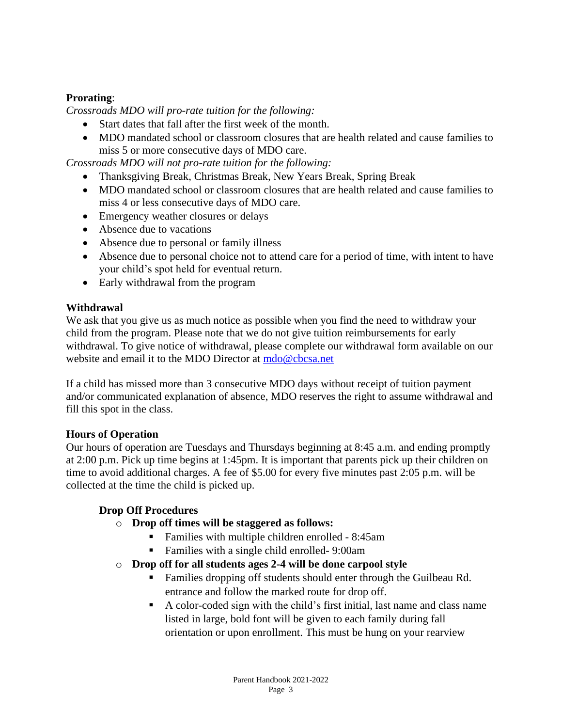**Prorating**:

*Crossroads MDO will pro-rate tuition for the following:*

- Start dates that fall after the first week of the month.
- MDO mandated school or classroom closures that are health related and cause families to miss 5 or more consecutive days of MDO care.

*Crossroads MDO will not pro-rate tuition for the following:*

- Thanksgiving Break, Christmas Break, New Years Break, Spring Break
- MDO mandated school or classroom closures that are health related and cause families to miss 4 or less consecutive days of MDO care.
- Emergency weather closures or delays
- Absence due to vacations
- Absence due to personal or family illness
- Absence due to personal choice not to attend care for a period of time, with intent to have your child's spot held for eventual return.
- Early withdrawal from the program

**Withdrawal**

We ask that you give us as much notice as possible when you find the need to withdraw your child from the program. Please note that we do not give tuition reimbursements for early withdrawal. To give notice of withdrawal, please complete our withdrawal form available on our website and email it to the MDO Director at mdo@cbcsa.net

If a child has missed more than 3 consecutive MDO days without receipt of tuition payment and/or communicated explanation of absence, MDO reserves the right to assume withdrawal and fill this spot in the class.

**Hours of Operation**

Our hours of operation are Tuesdays and Thursdays beginning at 8:45 a.m. and ending promptly at 2:00 p.m. Pick up time begins at 1:45pm. It is important that parents pick up their children on time to avoid additional charges. A fee of $5.00 for every five minutes past 2:05 p.m. will be collected at the time the child is picked up.

**Drop Off Procedures**

- **Drop off times will be staggered as follows:**
  - Families with multiple children enrolled - 8:45am
  - Families with a single child enrolled- 9:00am
- **Drop off for all students ages 2-4 will be done carpool style**
  - Families dropping off students should enter through the Guilbeau Rd. entrance and follow the marked route for drop off.
  - A color-coded sign with the child's first initial, last name and class name listed in large, bold font will be given to each family during fall orientation or upon enrollment. This must be hung on your rearview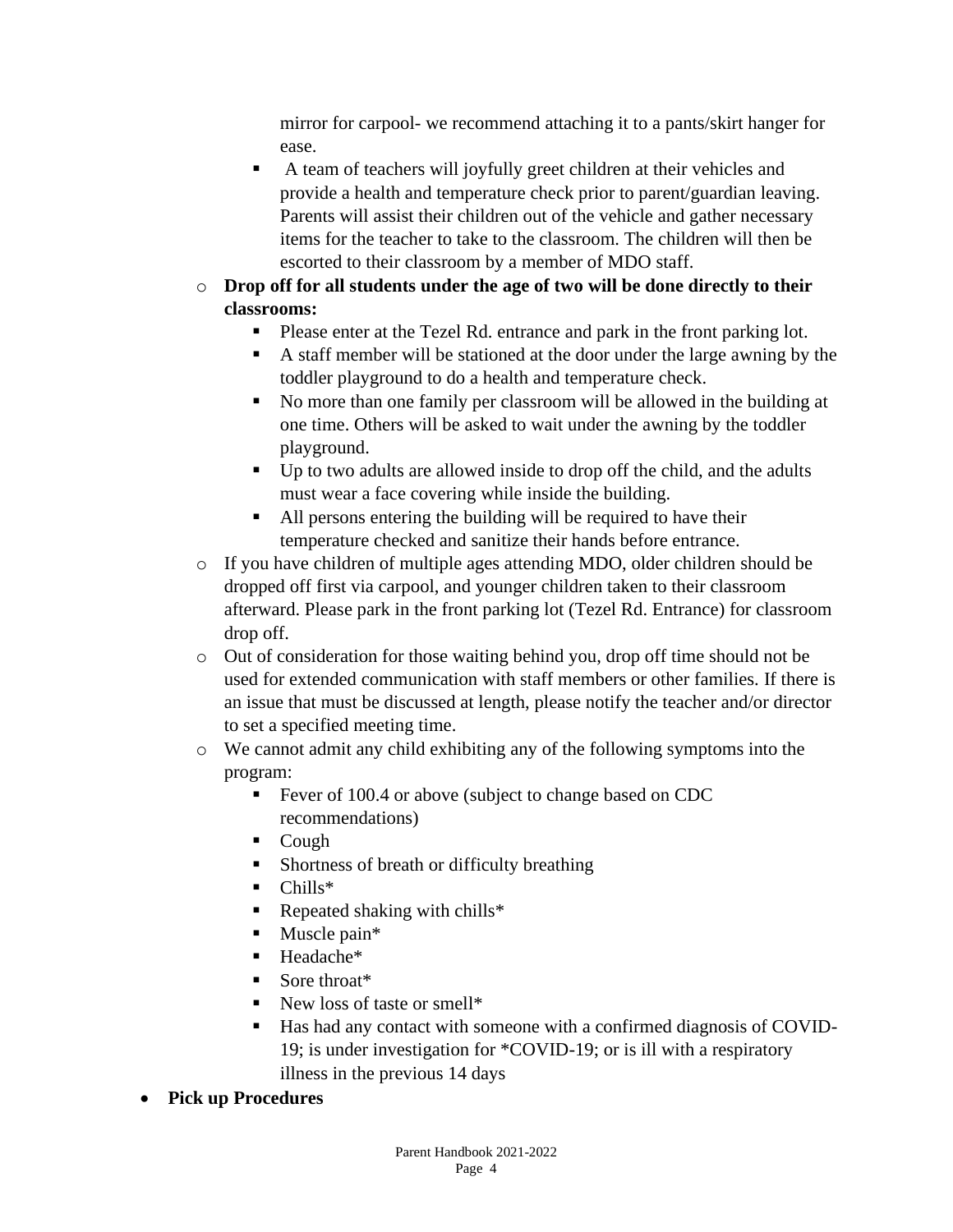mirror for carpool- we recommend attaching it to a pants/skirt hanger for ease.
    - A team of teachers will joyfully greet children at their vehicles and provide a health and temperature check prior to parent/guardian leaving. Parents will assist their children out of the vehicle and gather necessary items for the teacher to take to the classroom. The children will then be escorted to their classroom by a member of MDO staff.
  - **Drop off for all students under the age of two will be done directly to their classrooms:**
    - Please enter at the Tezel Rd. entrance and park in the front parking lot.
    - A staff member will be stationed at the door under the large awning by the toddler playground to do a health and temperature check.
    - No more than one family per classroom will be allowed in the building at one time. Others will be asked to wait under the awning by the toddler playground.
    - Up to two adults are allowed inside to drop off the child, and the adults must wear a face covering while inside the building.
    - All persons entering the building will be required to have their temperature checked and sanitize their hands before entrance.
  - If you have children of multiple ages attending MDO, older children should be dropped off first via carpool, and younger children taken to their classroom afterward. Please park in the front parking lot (Tezel Rd. Entrance) for classroom drop off.
  - Out of consideration for those waiting behind you, drop off time should not be used for extended communication with staff members or other families. If there is an issue that must be discussed at length, please notify the teacher and/or director to set a specified meeting time.
  - We cannot admit any child exhibiting any of the following symptoms into the program:
    - Fever of 100.4 or above (subject to change based on CDC recommendations)
    - Cough
    - Shortness of breath or difficulty breathing
    - Chills*
    - Repeated shaking with chills*
    - Muscle pain*
    - Headache*
    - Sore throat*
    - New loss of taste or smell*
    - Has had any contact with someone with a confirmed diagnosis of COVID-19; is under investigation for *COVID-19; or is ill with a respiratory illness in the previous 14 days
- **Pick up Procedures**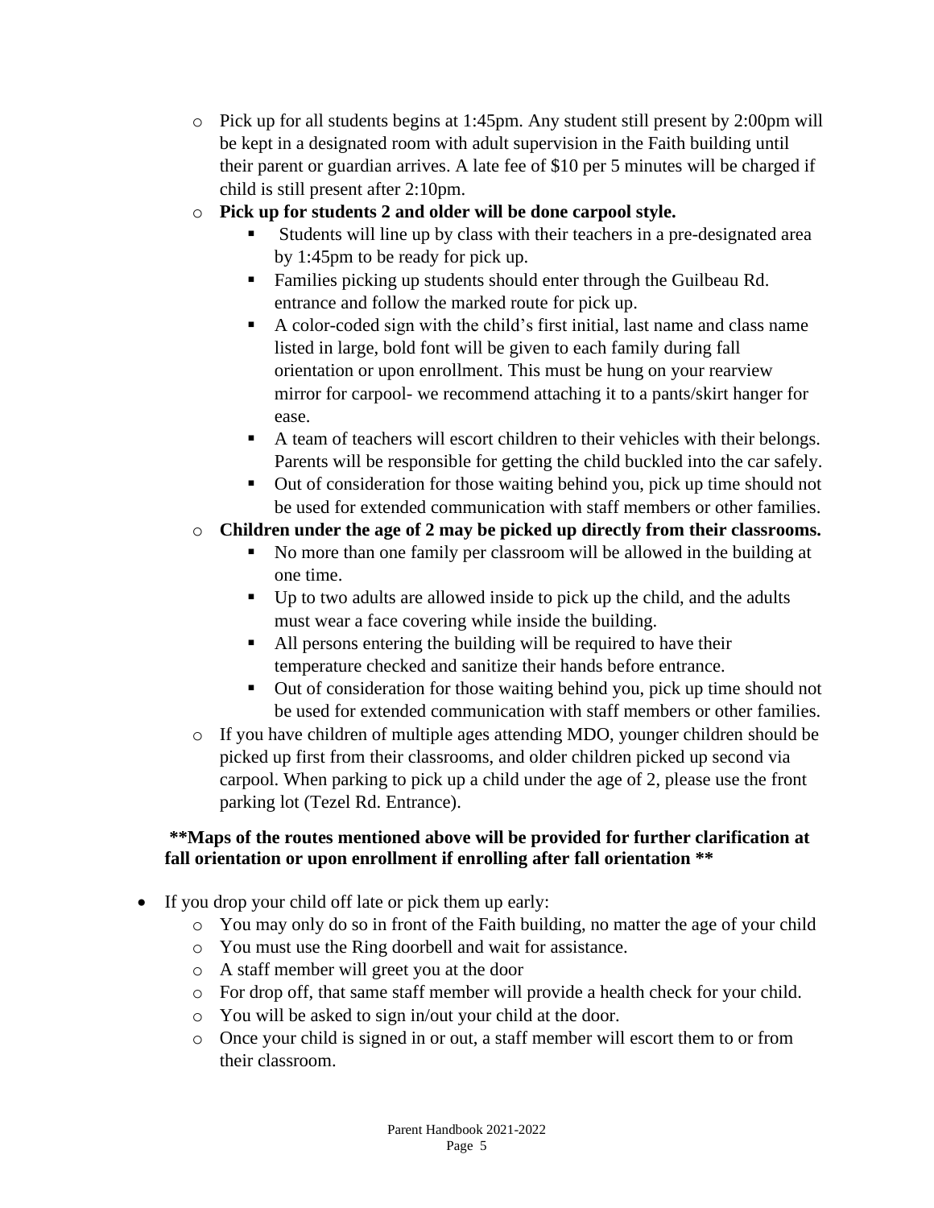- Pick up for all students begins at 1:45pm. Any student still present by 2:00pm will be kept in a designated room with adult supervision in the Faith building until their parent or guardian arrives. A late fee of $10 per 5 minutes will be charged if child is still present after 2:10pm.
  - **Pick up for students 2 and older will be done carpool style.**
    - Students will line up by class with their teachers in a pre-designated area by 1:45pm to be ready for pick up.
    - Families picking up students should enter through the Guilbeau Rd. entrance and follow the marked route for pick up.
    - A color-coded sign with the child's first initial, last name and class name listed in large, bold font will be given to each family during fall orientation or upon enrollment. This must be hung on your rearview mirror for carpool- we recommend attaching it to a pants/skirt hanger for ease.
    - A team of teachers will escort children to their vehicles with their belongs. Parents will be responsible for getting the child buckled into the car safely.
    - Out of consideration for those waiting behind you, pick up time should not be used for extended communication with staff members or other families.
  - **Children under the age of 2 may be picked up directly from their classrooms.**
    - No more than one family per classroom will be allowed in the building at one time.
    - Up to two adults are allowed inside to pick up the child, and the adults must wear a face covering while inside the building.
    - All persons entering the building will be required to have their temperature checked and sanitize their hands before entrance.
    - Out of consideration for those waiting behind you, pick up time should not be used for extended communication with staff members or other families.
  - If you have children of multiple ages attending MDO, younger children should be picked up first from their classrooms, and older children picked up second via carpool. When parking to pick up a child under the age of 2, please use the front parking lot (Tezel Rd. Entrance).

**\*\*Maps of the routes mentioned above will be provided for further clarification at fall orientation or upon enrollment if enrolling after fall orientation \*\***

- If you drop your child off late or pick them up early:
  - You may only do so in front of the Faith building, no matter the age of your child
  - You must use the Ring doorbell and wait for assistance.
  - A staff member will greet you at the door
  - For drop off, that same staff member will provide a health check for your child.
  - You will be asked to sign in/out your child at the door.
  - Once your child is signed in or out, a staff member will escort them to or from their classroom.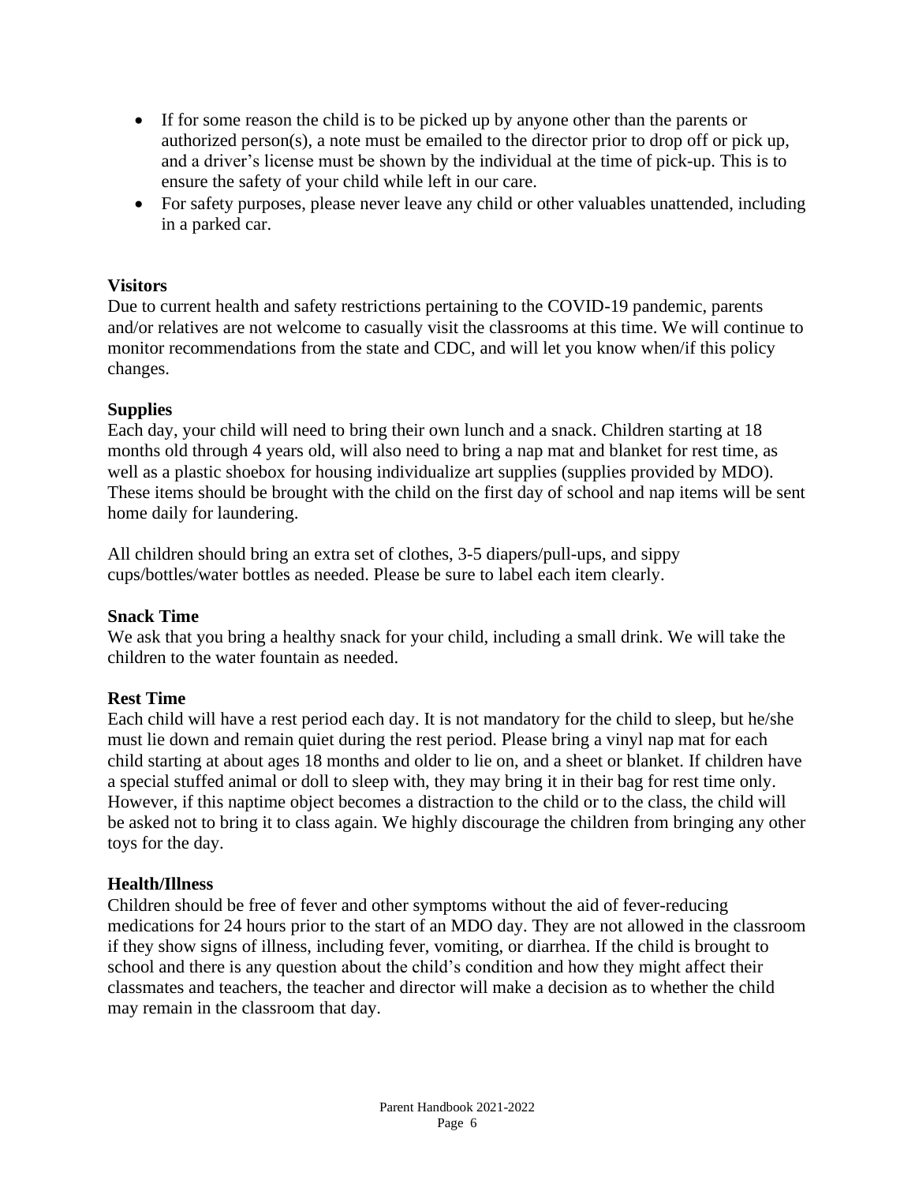- If for some reason the child is to be picked up by anyone other than the parents or authorized person(s), a note must be emailed to the director prior to drop off or pick up, and a driver's license must be shown by the individual at the time of pick-up. This is to ensure the safety of your child while left in our care.
- For safety purposes, please never leave any child or other valuables unattended, including in a parked car.

**Visitors**

Due to current health and safety restrictions pertaining to the COVID-19 pandemic, parents and/or relatives are not welcome to casually visit the classrooms at this time. We will continue to monitor recommendations from the state and CDC, and will let you know when/if this policy changes.

**Supplies**

Each day, your child will need to bring their own lunch and a snack. Children starting at 18 months old through 4 years old, will also need to bring a nap mat and blanket for rest time, as well as a plastic shoebox for housing individualize art supplies (supplies provided by MDO). These items should be brought with the child on the first day of school and nap items will be sent home daily for laundering.

All children should bring an extra set of clothes, 3-5 diapers/pull-ups, and sippy cups/bottles/water bottles as needed. Please be sure to label each item clearly.

**Snack Time**

We ask that you bring a healthy snack for your child, including a small drink. We will take the children to the water fountain as needed.

**Rest Time**

Each child will have a rest period each day. It is not mandatory for the child to sleep, but he/she must lie down and remain quiet during the rest period. Please bring a vinyl nap mat for each child starting at about ages 18 months and older to lie on, and a sheet or blanket. If children have a special stuffed animal or doll to sleep with, they may bring it in their bag for rest time only. However, if this naptime object becomes a distraction to the child or to the class, the child will be asked not to bring it to class again. We highly discourage the children from bringing any other toys for the day.

**Health/Illness**

Children should be free of fever and other symptoms without the aid of fever-reducing medications for 24 hours prior to the start of an MDO day. They are not allowed in the classroom if they show signs of illness, including fever, vomiting, or diarrhea. If the child is brought to school and there is any question about the child's condition and how they might affect their classmates and teachers, the teacher and director will make a decision as to whether the child may remain in the classroom that day.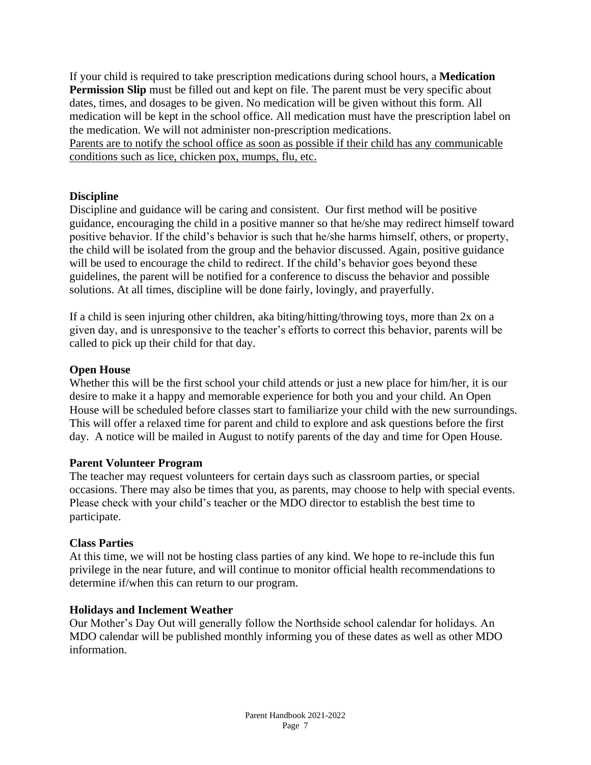If your child is required to take prescription medications during school hours, a **Medication Permission Slip** must be filled out and kept on file. The parent must be very specific about dates, times, and dosages to be given. No medication will be given without this form. All medication will be kept in the school office. All medication must have the prescription label on the medication. We will not administer non-prescription medications.
<u>Parents are to notify the school office as soon as possible if their child has any communicable conditions such as lice, chicken pox, mumps, flu, etc.</u>

### Discipline

Discipline and guidance will be caring and consistent. Our first method will be positive guidance, encouraging the child in a positive manner so that he/she may redirect himself toward positive behavior. If the child's behavior is such that he/she harms himself, others, or property, the child will be isolated from the group and the behavior discussed. Again, positive guidance will be used to encourage the child to redirect. If the child's behavior goes beyond these guidelines, the parent will be notified for a conference to discuss the behavior and possible solutions. At all times, discipline will be done fairly, lovingly, and prayerfully.

If a child is seen injuring other children, aka biting/hitting/throwing toys, more than 2x on a given day, and is unresponsive to the teacher's efforts to correct this behavior, parents will be called to pick up their child for that day.

### Open House

Whether this will be the first school your child attends or just a new place for him/her, it is our desire to make it a happy and memorable experience for both you and your child. An Open House will be scheduled before classes start to familiarize your child with the new surroundings. This will offer a relaxed time for parent and child to explore and ask questions before the first day. A notice will be mailed in August to notify parents of the day and time for Open House.

### Parent Volunteer Program

The teacher may request volunteers for certain days such as classroom parties, or special occasions. There may also be times that you, as parents, may choose to help with special events. Please check with your child's teacher or the MDO director to establish the best time to participate.

### Class Parties

At this time, we will not be hosting class parties of any kind. We hope to re-include this fun privilege in the near future, and will continue to monitor official health recommendations to determine if/when this can return to our program.

### Holidays and Inclement Weather

Our Mother's Day Out will generally follow the Northside school calendar for holidays. An MDO calendar will be published monthly informing you of these dates as well as other MDO information.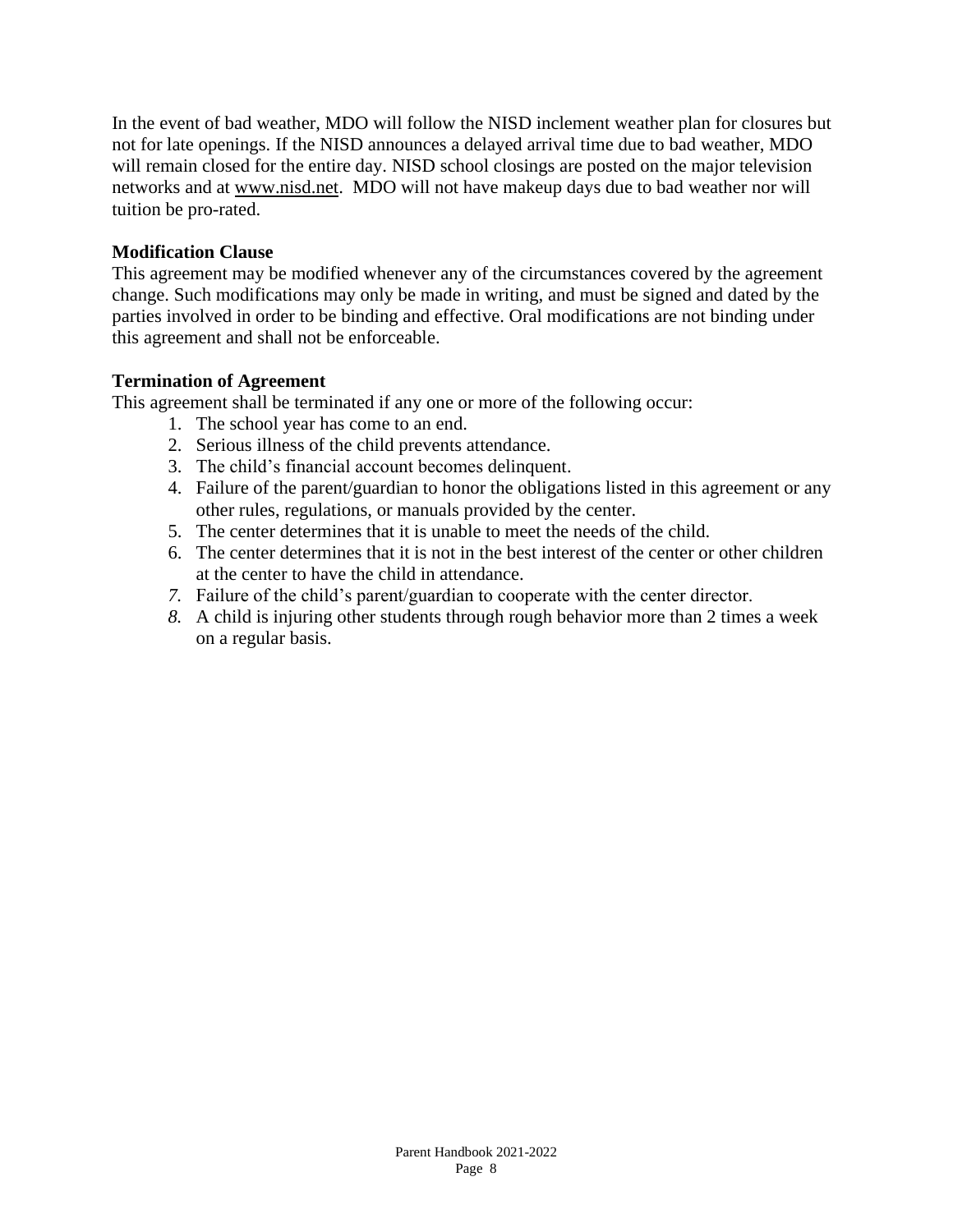In the event of bad weather, MDO will follow the NISD inclement weather plan for closures but not for late openings. If the NISD announces a delayed arrival time due to bad weather, MDO will remain closed for the entire day. NISD school closings are posted on the major television networks and at www.nisd.net. MDO will not have makeup days due to bad weather nor will tuition be pro-rated.

**Modification Clause**
This agreement may be modified whenever any of the circumstances covered by the agreement change. Such modifications may only be made in writing, and must be signed and dated by the parties involved in order to be binding and effective. Oral modifications are not binding under this agreement and shall not be enforceable.

**Termination of Agreement**
This agreement shall be terminated if any one or more of the following occur:

1. The school year has come to an end.
2. Serious illness of the child prevents attendance.
3. The child's financial account becomes delinquent.
4. Failure of the parent/guardian to honor the obligations listed in this agreement or any other rules, regulations, or manuals provided by the center.
5. The center determines that it is unable to meet the needs of the child.
6. The center determines that it is not in the best interest of the center or other children at the center to have the child in attendance.
7. Failure of the child's parent/guardian to cooperate with the center director.
8. A child is injuring other students through rough behavior more than 2 times a week on a regular basis.